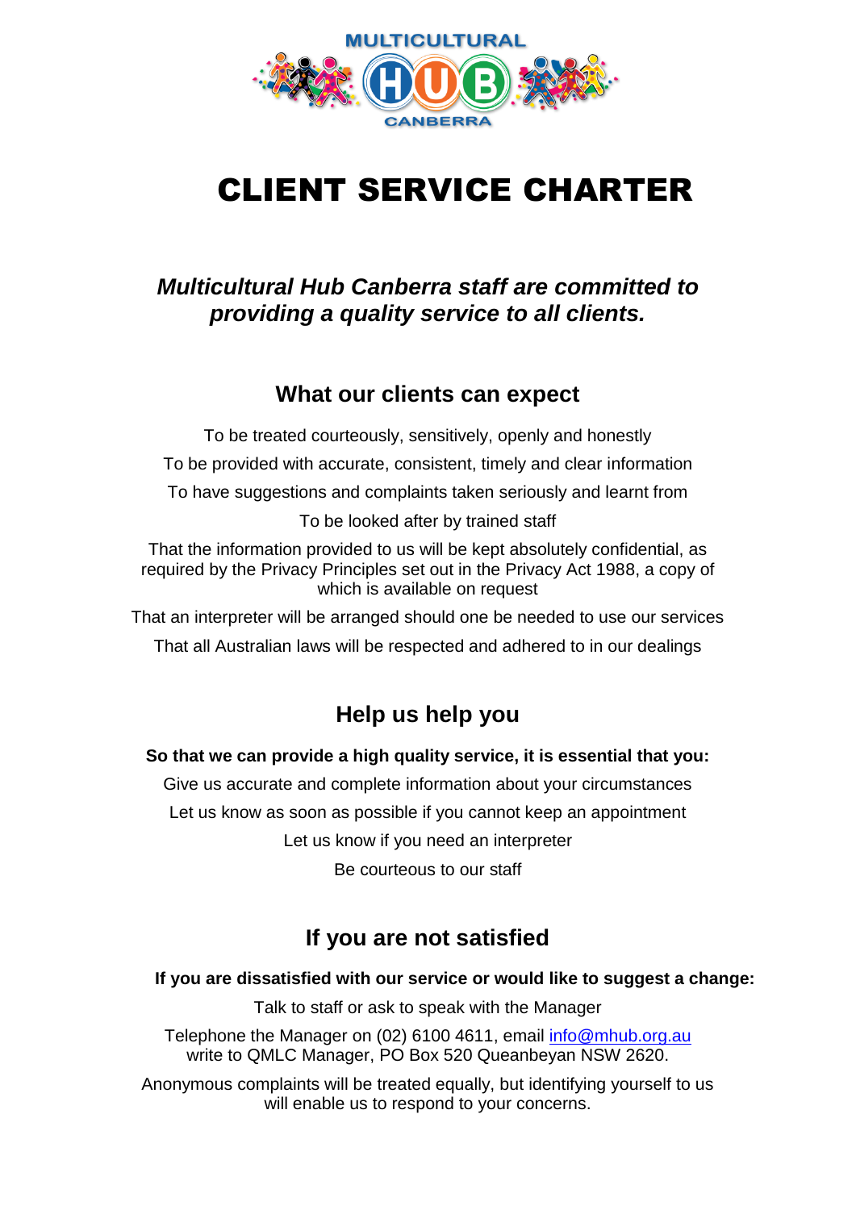# CLIENT SERVICE CHARTER

***Multicultural Hub Canberra staff are committed to providing a quality service to all clients.***

## What our clients can expect

To be treated courteously, sensitively, openly and honestly

To be provided with accurate, consistent, timely and clear information

To have suggestions and complaints taken seriously and learnt from

To be looked after by trained staff

That the information provided to us will be kept absolutely confidential, as required by the Privacy Principles set out in the Privacy Act 1988, a copy of which is available on request

That an interpreter will be arranged should one be needed to use our services

That all Australian laws will be respected and adhered to in our dealings

## Help us help you

**So that we can provide a high quality service, it is essential that you:**

Give us accurate and complete information about your circumstances

Let us know as soon as possible if you cannot keep an appointment

Let us know if you need an interpreter

Be courteous to our staff

## If you are not satisfied

**If you are dissatisfied with our service or would like to suggest a change:**

Talk to staff or ask to speak with the Manager

Telephone the Manager on (02) 6100 4611, email info@mhub.org.au write to QMLC Manager, PO Box 520 Queanbeyan NSW 2620.

Anonymous complaints will be treated equally, but identifying yourself to us will enable us to respond to your concerns.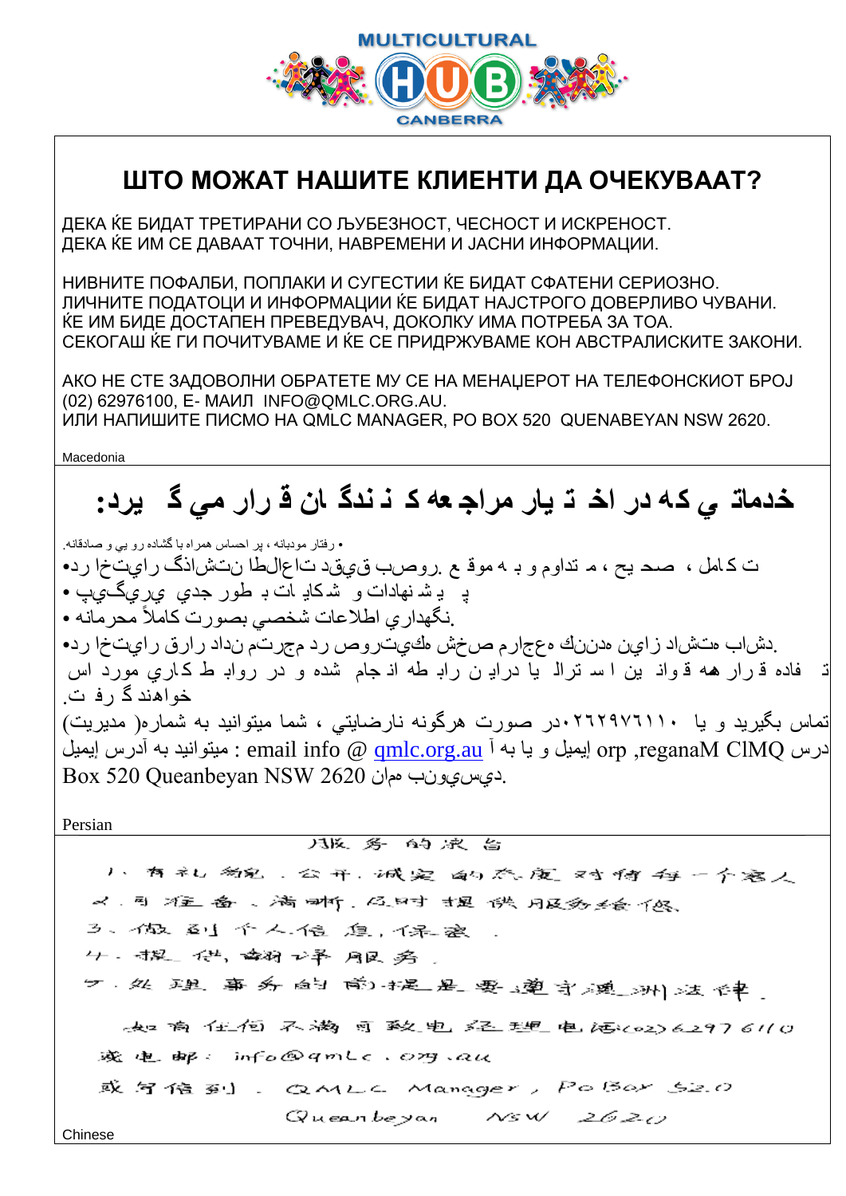MULTICULTURAL HUB CANBERRA

## ШТО МОЖАТ НАШИТЕ КЛИЕНТИ ДА ОЧЕКУВААТ?

ДЕКА ЌЕ БИДАТ ТРЕТИРАНИ СО ЉУБЕЗНОСТ, ЧЕСНОСТ И ИСКРЕНОСТ.
ДЕКА ЌЕ ИМ СЕ ДАВААТ ТОЧНИ, НАВРЕМЕНИ И ЈАСНИ ИНФОРМАЦИИ.

НИВНИТЕ ПОФАЛБИ, ПОПЛАКИ И СУГЕСТИИ ЌЕ БИДАТ СФАТЕНИ СЕРИОЗНО.
ЛИЧНИТЕ ПОДАТОЦИ И ИНФОРМАЦИИ ЌЕ БИДАТ НАЈСТРОГО ДОВЕРЛИВО ЧУВАНИ.
ЌЕ ИМ БИДЕ ДОСТАПЕН ПРЕВЕДУВАЧ, ДОКОЛКУ ИМА ПОТРЕБА ЗА ТОА.
СЕКОГАШ ЌЕ ГИ ПОЧИТУВАМЕ И ЌЕ СЕ ПРИДРЖУВАМЕ КОН АВСТРАЛИСКИТЕ ЗАКОНИ.

АКО НЕ СТЕ ЗАДОВОЛНИ ОБРАТЕТЕ МУ СЕ НА МЕНАЏЕРОТ НА ТЕЛЕФОНСКИОТ БРОЈ (02) 62976100, Е- МАИЛ INFO@QMLC.ORG.AU.
ИЛИ НАПИШИТЕ ПИСМО НА QMLC MANAGER, PO BOX 520 QUENABEYAN NSW 2620.

Macedonia

## خدماتي كه در اختيار مراجعه كنندگان قرار مي گيرد:

• رفتار مودبانه ، پر احساس همراه با گشاده رو يي و صادقانه.

• در اختيار گذاشتن اطلاعات دقيق بصورت . بموقع و بطور كامل ، صحيح ، مداوم و

• پيگيري جدي بطور كامل پيشنهادات و شكايات

• نگهداري اطلاعات شخصي بصورت كاملاً محرمانه.

• در اختيار قرار دادن مترجم در صورتيكه شخص مراجعه كننده نياز داشته باشد.

استفاده قرار همه قوانين استراليا يا در اين رابطه انجام شده و در روابط كاري مورد خواهند گرفت.

تماس بگيريد و يا ۰۲۶۲۹۷۶۱۱۰ در صورت هرگونه نارضايتي ، شما ميتوانيد به شماره( مديريت) آدرس QMLC Manager, orp ايميل و يا به آ : ميتوانيد به آدرس ايميل email info @ qmlc.org.au Box 520 Queanbeyan NSW 2620 مدام كيونبيس.

Persian

服务的宗旨

1. 有礼貌，公开，诚实的态度对待每一个客人
2. 可准备，清晰，及时提供服务给你
3. 做到个人信息，保密
4. 提供，翻译服务
5. 处理事务的前提是要遵守澳洲法律

如有任何不满可致电经理电话(02) 6297 6110
或电邮：info@qmlc.org.au
或写信到：QMLC Manager, PO Box 520
Queanbeyan NSW 2620

Chinese